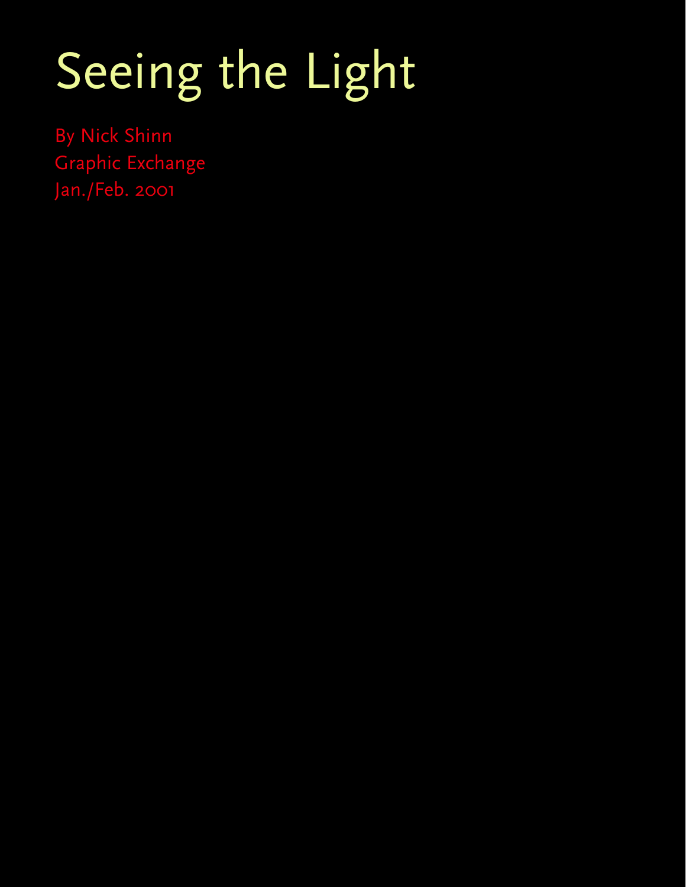# Seeing the Light

By Nick Shinn
Graphic Exchange
Jan./Feb. 2001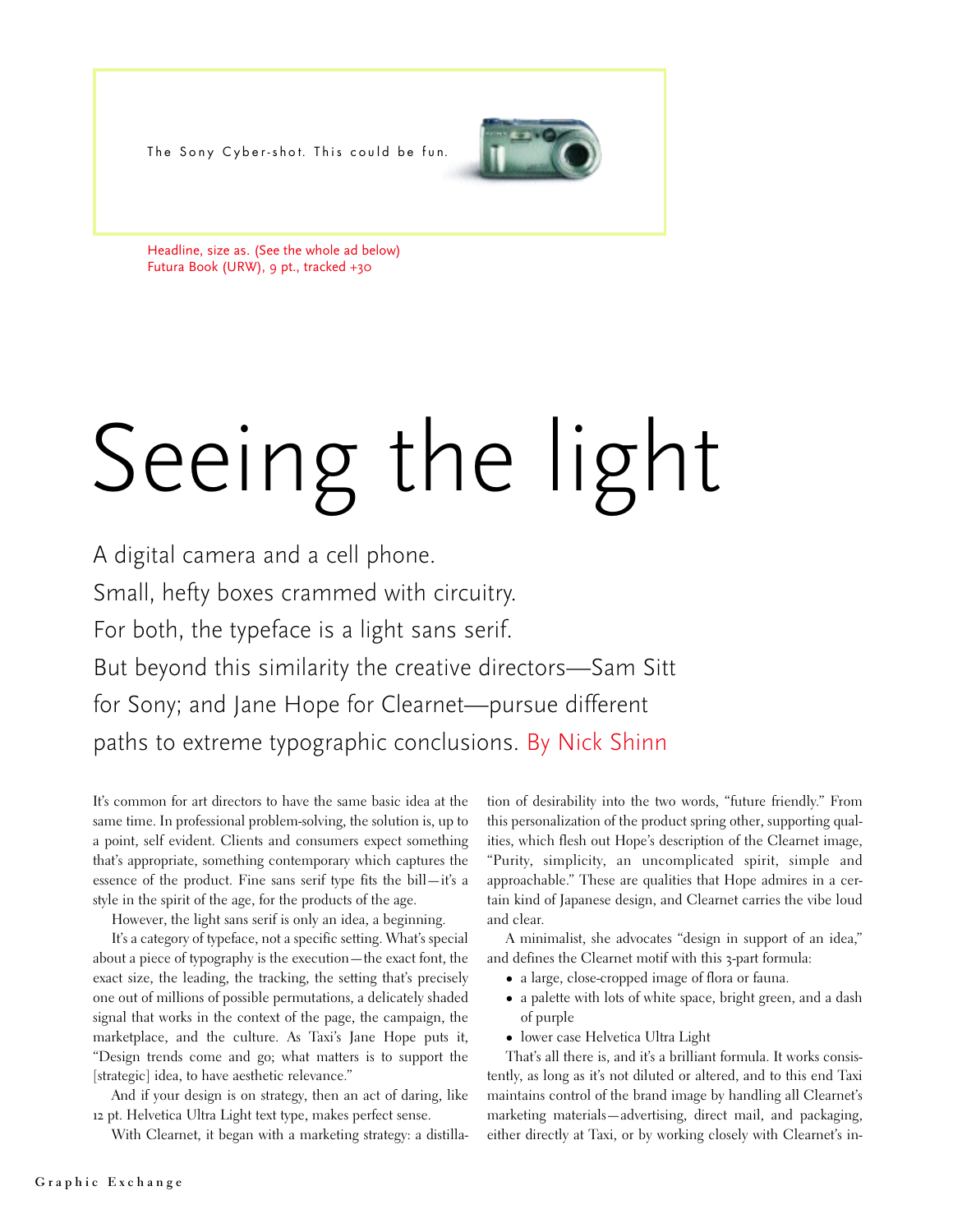The Sony Cyber-shot. This could be fun.

Headline, size as. (See the whole ad below)
Futura Book (URW), 9 pt., tracked +30

# Seeing the light

A digital camera and a cell phone.
Small, hefty boxes crammed with circuitry.
For both, the typeface is a light sans serif.
But beyond this similarity the creative directors—Sam Sitt for Sony; and Jane Hope for Clearnet—pursue different paths to extreme typographic conclusions. By Nick Shinn

It's common for art directors to have the same basic idea at the same time. In professional problem-solving, the solution is, up to a point, self evident. Clients and consumers expect something that's appropriate, something contemporary which captures the essence of the product. Fine sans serif type fits the bill—it's a style in the spirit of the age, for the products of the age.

However, the light sans serif is only an idea, a beginning.

It's a category of typeface, not a specific setting. What's special about a piece of typography is the execution—the exact font, the exact size, the leading, the tracking, the setting that's precisely one out of millions of possible permutations, a delicately shaded signal that works in the context of the page, the campaign, the marketplace, and the culture. As Taxi's Jane Hope puts it, "Design trends come and go; what matters is to support the [strategic] idea, to have aesthetic relevance."

And if your design is on strategy, then an act of daring, like 12 pt. Helvetica Ultra Light text type, makes perfect sense.

With Clearnet, it began with a marketing strategy: a distillation of desirability into the two words, "future friendly." From this personalization of the product spring other, supporting qualities, which flesh out Hope's description of the Clearnet image, "Purity, simplicity, an uncomplicated spirit, simple and approachable." These are qualities that Hope admires in a certain kind of Japanese design, and Clearnet carries the vibe loud and clear.

A minimalist, she advocates "design in support of an idea," and defines the Clearnet motif with this 3-part formula:

- a large, close-cropped image of flora or fauna.
- a palette with lots of white space, bright green, and a dash of purple
- lower case Helvetica Ultra Light

That's all there is, and it's a brilliant formula. It works consistently, as long as it's not diluted or altered, and to this end Taxi maintains control of the brand image by handling all Clearnet's marketing materials—advertising, direct mail, and packaging, either directly at Taxi, or by working closely with Clearnet's in-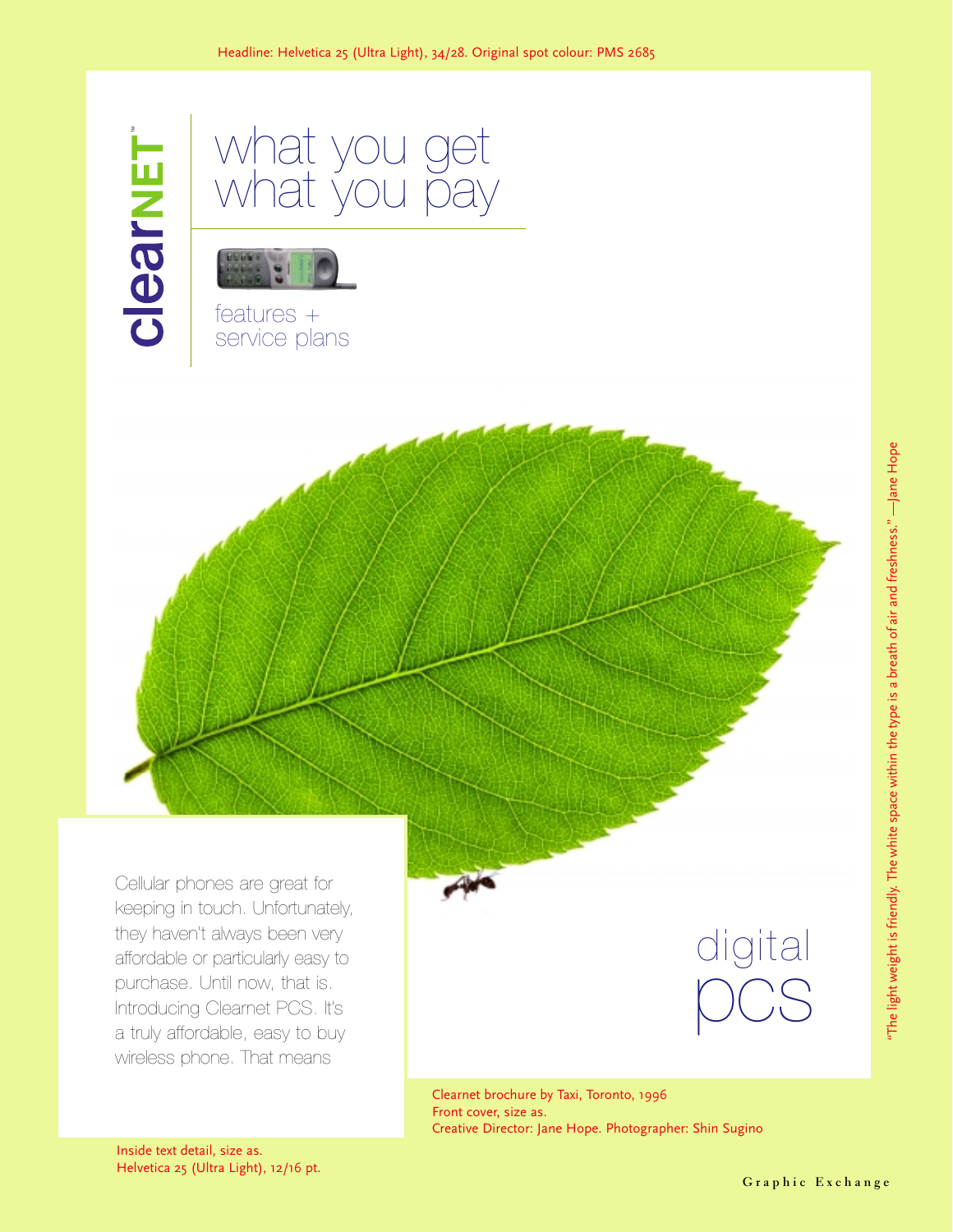Headline: Helvetica 25 (Ultra Light), 34/28. Original spot colour: PMS 2685

clearNET™

what you get
what you pay

features +
service plans

Cellular phones are great for keeping in touch. Unfortunately, they haven't always been very affordable or particularly easy to purchase. Until now, that is. Introducing Clearnet PCS. It's a truly affordable, easy to buy wireless phone. That means

digital
pcs

Clearnet brochure by Taxi, Toronto, 1996
Front cover, size as.
Creative Director: Jane Hope. Photographer: Shin Sugino

Inside text detail, size as.
Helvetica 25 (Ultra Light), 12/16 pt.

"The light weight is friendly. The white space within the type is a breath of air and freshness." —Jane Hope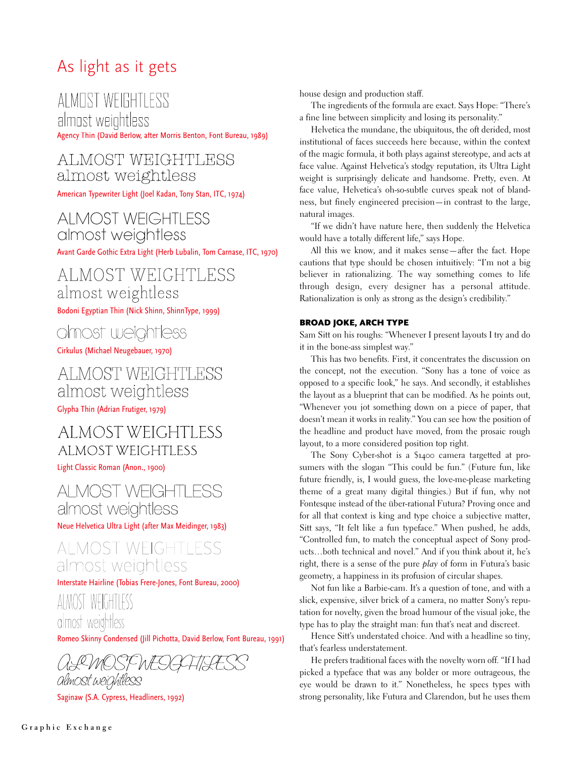## As light as it gets

ALMOST WEIGHTLESS
almost weightless
Agency Thin (David Berlow, after Morris Benton, Font Bureau, 1989)

ALMOST WEIGHTLESS
almost weightless
American Typewriter Light (Joel Kadan, Tony Stan, ITC, 1974)

ALMOST WEIGHTLESS
almost weightless
Avant Garde Gothic Extra Light (Herb Lubalin, Tom Carnase, ITC, 1970)

ALMOST WEIGHTLESS
almost weightless
Bodoni Egyptian Thin (Nick Shinn, ShinnType, 1999)

almost weightless
Cirkulus (Michael Neugebauer, 1970)

ALMOST WEIGHTLESS
almost weightless
Glypha Thin (Adrian Frutiger, 1979)

ALMOST WEIGHTLESS
ALMOST WEIGHTLESS
Light Classic Roman (Anon., 1900)

ALMOST WEIGHTLESS
almost weightless
Neue Helvetica Ultra Light (after Max Meidinger, 1983)

ALMOST WEIGHTLESS
almost weightless
Interstate Hairline (Tobias Frere-Jones, Font Bureau, 2000)

ALMOST WEIGHTLESS
almost weightless
Romeo Skinny Condensed (Jill Pichotta, David Berlow, Font Bureau, 1991)

ALMOST WEIGHTLESS
almost weightless
Saginaw (S.A. Cypress, Headliners, 1992)

house design and production staff.

The ingredients of the formula are exact. Says Hope: "There's a fine line between simplicity and losing its personality."

Helvetica the mundane, the ubiquitous, the oft derided, most institutional of faces succeeds here because, within the context of the magic formula, it both plays against stereotype, and acts at face value. Against Helvetica's stodgy reputation, its Ultra Light weight is surprisingly delicate and handsome. Pretty, even. At face value, Helvetica's oh-so-subtle curves speak not of blandness, but finely engineered precision—in contrast to the large, natural images.

"If we didn't have nature here, then suddenly the Helvetica would have a totally different life," says Hope.

All this we know, and it makes sense—after the fact. Hope cautions that type should be chosen intuitively: "I'm not a big believer in rationalizing. The way something comes to life through design, every designer has a personal attitude. Rationalization is only as strong as the design's credibility."

### BROAD JOKE, ARCH TYPE

Sam Sitt on his roughs: "Whenever I present layouts I try and do it in the bone-ass simplest way."

This has two benefits. First, it concentrates the discussion on the concept, not the execution. "Sony has a tone of voice as opposed to a specific look," he says. And secondly, it establishes the layout as a blueprint that can be modified. As he points out, "Whenever you jot something down on a piece of paper, that doesn't mean it works in reality." You can see how the position of the headline and product have moved, from the prosaic rough layout, to a more considered position top right.

The Sony Cyber-shot is a $1400 camera targetted at prosumers with the slogan "This could be fun." (Future fun, like future friendly, is, I would guess, the love-me-please marketing theme of a great many digital thingies.) But if fun, why not Fontesque instead of the über-rational Futura? Proving once and for all that context is king and type choice a subjective matter, Sitt says, "It felt like a fun typeface." When pushed, he adds, "Controlled fun, to match the conceptual aspect of Sony products…both technical and novel." And if you think about it, he's right, there is a sense of the pure *play* of form in Futura's basic geometry, a happiness in its profusion of circular shapes.

Not fun like a Barbie-cam. It's a question of tone, and with a slick, expensive, silver brick of a camera, no matter Sony's reputation for novelty, given the broad humour of the visual joke, the type has to play the straight man: fun that's neat and discreet.

Hence Sitt's understated choice. And with a headline so tiny, that's fearless understatement.

He prefers traditional faces with the novelty worn off. "If I had picked a typeface that was any bolder or more outrageous, the eye would be drawn to it." Nonetheless, he specs types with strong personality, like Futura and Clarendon, but he uses them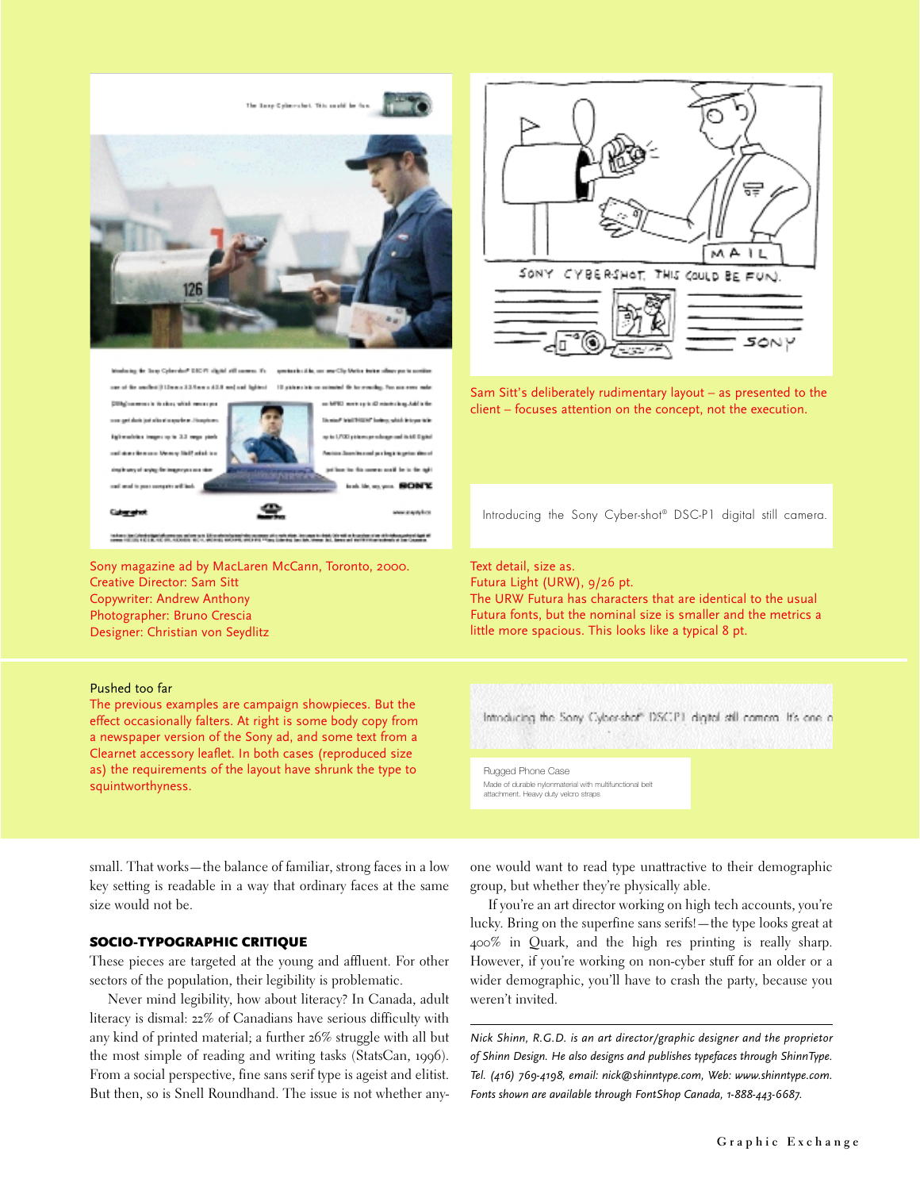Sony magazine ad by MacLaren McCann, Toronto, 2000.
Creative Director: Sam Sitt
Copywriter: Andrew Anthony
Photographer: Bruno Crescia
Designer: Christian von Seydlitz

Sam Sitt's deliberately rudimentary layout – as presented to the client – focuses attention on the concept, not the execution.

Introducing the Sony Cyber-shot® DSC-P1 digital still camera.

Text detail, size as.
Futura Light (URW), 9/26 pt.
The URW Futura has characters that are identical to the usual Futura fonts, but the nominal size is smaller and the metrics a little more spacious. This looks like a typical 8 pt.

Pushed too far

The previous examples are campaign showpieces. But the effect occasionally falters. At right is some body copy from a newspaper version of the Sony ad, and some text from a Clearnet accessory leaflet. In both cases (reproduced size as) the requirements of the layout have shrunk the type to squintworthyness.

Introducing the Sony Cyber-shot® DSC-P1 digital still camera. It's one o

Rugged Phone Case
Made of durable nylonmaterial with multifunctional belt attachment. Heavy duty velcro straps

small. That works—the balance of familiar, strong faces in a low key setting is readable in a way that ordinary faces at the same size would not be.

### SOCIO-TYPOGRAPHIC CRITIQUE

These pieces are targeted at the young and affluent. For other sectors of the population, their legibility is problematic.

Never mind legibility, how about literacy? In Canada, adult literacy is dismal: 22% of Canadians have serious difficulty with any kind of printed material; a further 26% struggle with all but the most simple of reading and writing tasks (StatsCan, 1996). From a social perspective, fine sans serif type is ageist and elitist. But then, so is Snell Roundhand. The issue is not whether anyone would want to read type unattractive to their demographic group, but whether they're physically able.

If you're an art director working on high tech accounts, you're lucky. Bring on the superfine sans serifs!—the type looks great at 400% in Quark, and the high res printing is really sharp. However, if you're working on non-cyber stuff for an older or a wider demographic, you'll have to crash the party, because you weren't invited.

---

*Nick Shinn, R.G.D. is an art director/graphic designer and the proprietor of Shinn Design. He also designs and publishes typefaces through ShinnType. Tel. (416) 769-4198, email: nick@shinntype.com, Web: www.shinntype.com. Fonts shown are available through FontShop Canada, 1-888-443-6687.*